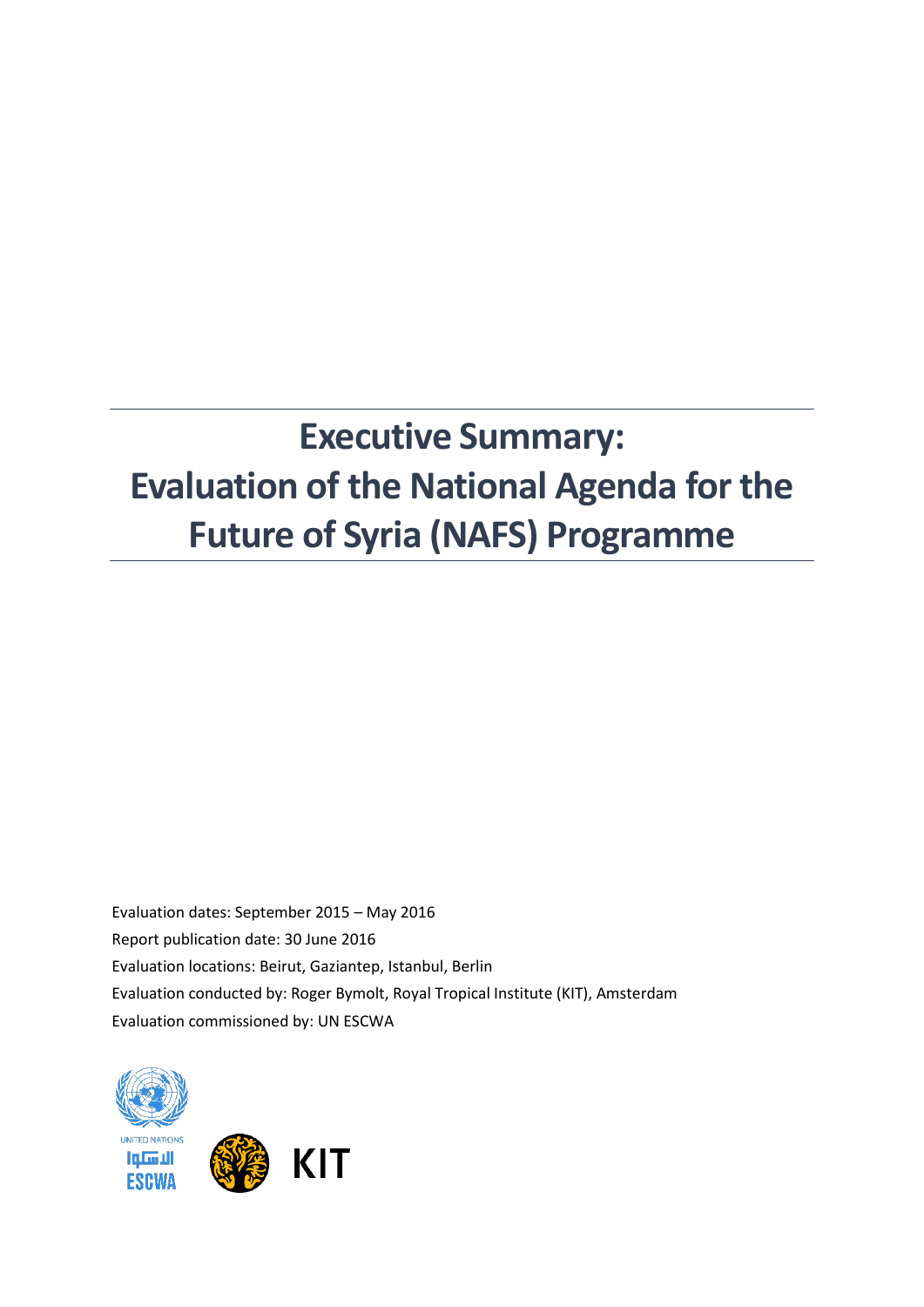# Executive Summary: Evaluation of the National Agenda for the Future of Syria (NAFS) Programme

Evaluation dates: September 2015 – May 2016

Report publication date: 30 June 2016

Evaluation locations: Beirut, Gaziantep, Istanbul, Berlin

Evaluation conducted by: Roger Bymolt, Royal Tropical Institute (KIT), Amsterdam

Evaluation commissioned by: UN ESCWA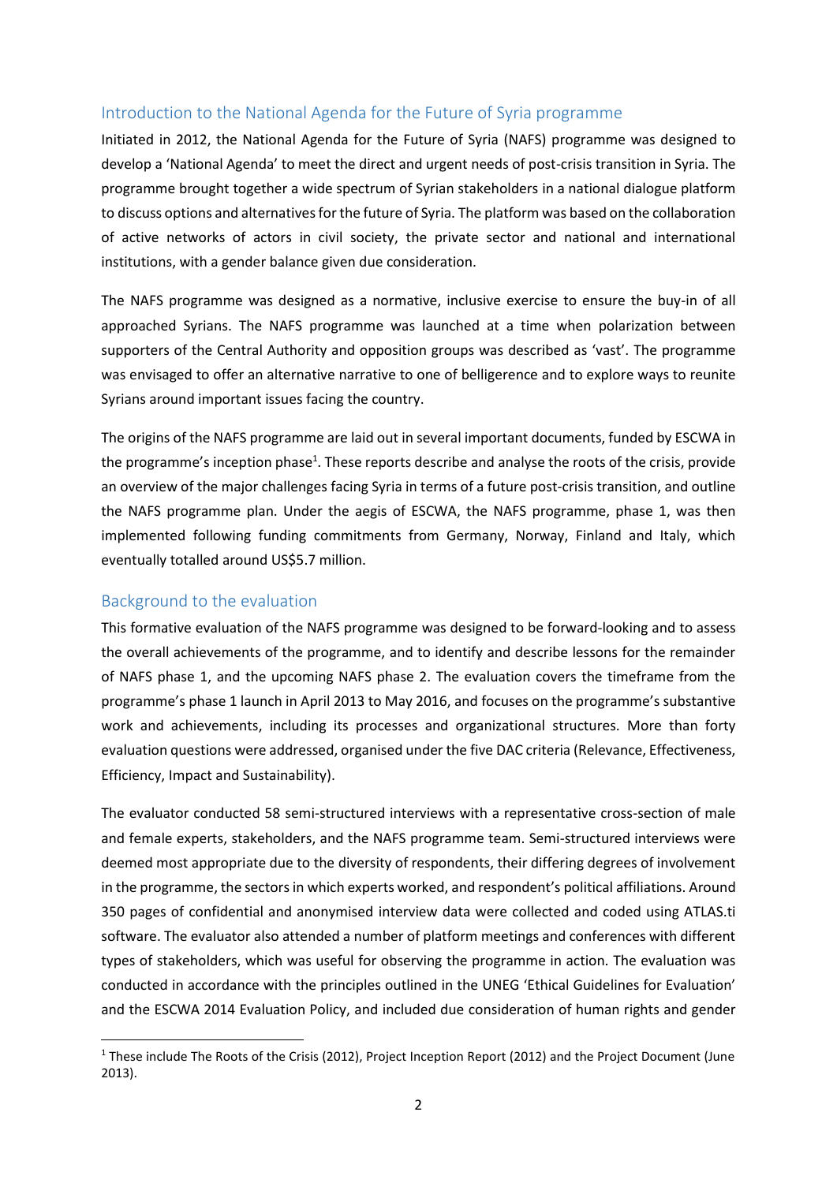## Introduction to the National Agenda for the Future of Syria programme

Initiated in 2012, the National Agenda for the Future of Syria (NAFS) programme was designed to develop a 'National Agenda' to meet the direct and urgent needs of post-crisis transition in Syria. The programme brought together a wide spectrum of Syrian stakeholders in a national dialogue platform to discuss options and alternatives for the future of Syria. The platform was based on the collaboration of active networks of actors in civil society, the private sector and national and international institutions, with a gender balance given due consideration.

The NAFS programme was designed as a normative, inclusive exercise to ensure the buy-in of all approached Syrians. The NAFS programme was launched at a time when polarization between supporters of the Central Authority and opposition groups was described as 'vast'. The programme was envisaged to offer an alternative narrative to one of belligerence and to explore ways to reunite Syrians around important issues facing the country.

The origins of the NAFS programme are laid out in several important documents, funded by ESCWA in the programme's inception phase[1]. These reports describe and analyse the roots of the crisis, provide an overview of the major challenges facing Syria in terms of a future post-crisis transition, and outline the NAFS programme plan. Under the aegis of ESCWA, the NAFS programme, phase 1, was then implemented following funding commitments from Germany, Norway, Finland and Italy, which eventually totalled around US$5.7 million.

## Background to the evaluation

This formative evaluation of the NAFS programme was designed to be forward-looking and to assess the overall achievements of the programme, and to identify and describe lessons for the remainder of NAFS phase 1, and the upcoming NAFS phase 2. The evaluation covers the timeframe from the programme's phase 1 launch in April 2013 to May 2016, and focuses on the programme's substantive work and achievements, including its processes and organizational structures. More than forty evaluation questions were addressed, organised under the five DAC criteria (Relevance, Effectiveness, Efficiency, Impact and Sustainability).

The evaluator conducted 58 semi-structured interviews with a representative cross-section of male and female experts, stakeholders, and the NAFS programme team. Semi-structured interviews were deemed most appropriate due to the diversity of respondents, their differing degrees of involvement in the programme, the sectors in which experts worked, and respondent's political affiliations. Around 350 pages of confidential and anonymised interview data were collected and coded using ATLAS.ti software. The evaluator also attended a number of platform meetings and conferences with different types of stakeholders, which was useful for observing the programme in action. The evaluation was conducted in accordance with the principles outlined in the UNEG 'Ethical Guidelines for Evaluation' and the ESCWA 2014 Evaluation Policy, and included due consideration of human rights and gender

[1] These include The Roots of the Crisis (2012), Project Inception Report (2012) and the Project Document (June 2013).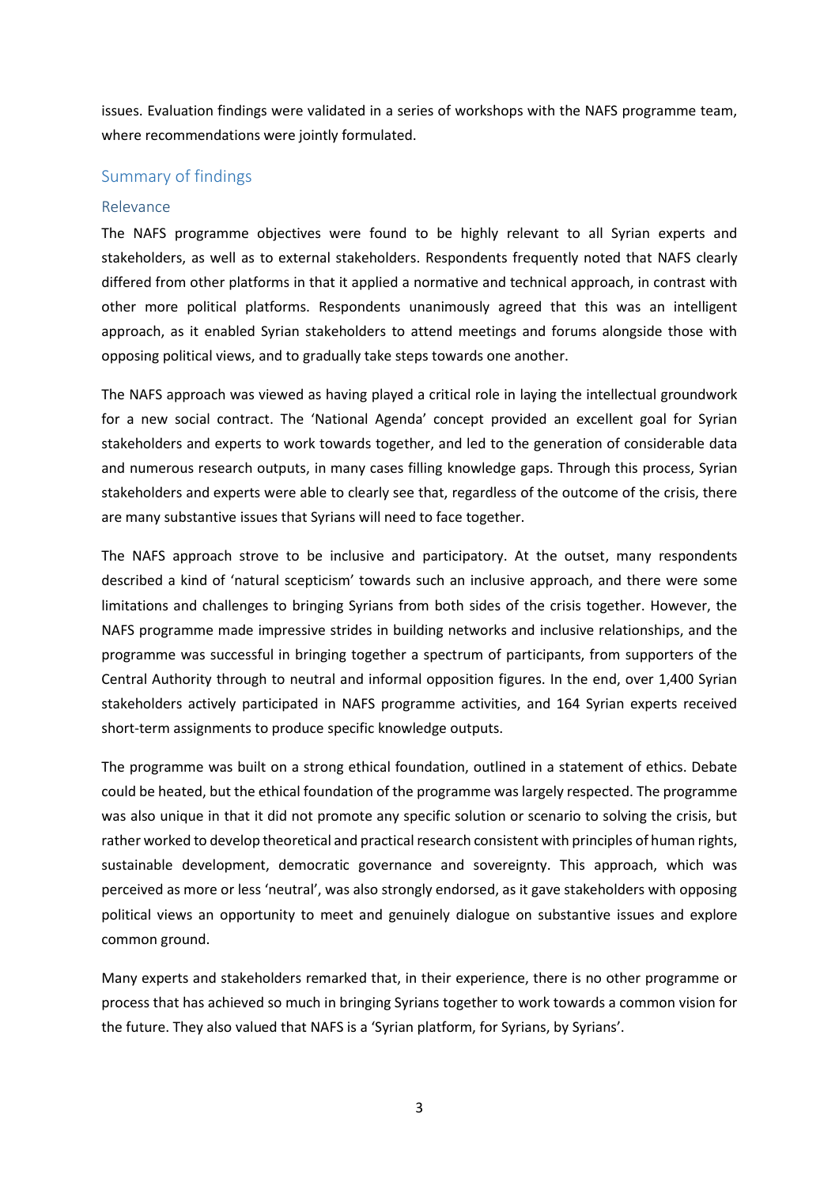issues. Evaluation findings were validated in a series of workshops with the NAFS programme team, where recommendations were jointly formulated.

## Summary of findings

### Relevance

The NAFS programme objectives were found to be highly relevant to all Syrian experts and stakeholders, as well as to external stakeholders. Respondents frequently noted that NAFS clearly differed from other platforms in that it applied a normative and technical approach, in contrast with other more political platforms. Respondents unanimously agreed that this was an intelligent approach, as it enabled Syrian stakeholders to attend meetings and forums alongside those with opposing political views, and to gradually take steps towards one another.

The NAFS approach was viewed as having played a critical role in laying the intellectual groundwork for a new social contract. The 'National Agenda' concept provided an excellent goal for Syrian stakeholders and experts to work towards together, and led to the generation of considerable data and numerous research outputs, in many cases filling knowledge gaps. Through this process, Syrian stakeholders and experts were able to clearly see that, regardless of the outcome of the crisis, there are many substantive issues that Syrians will need to face together.

The NAFS approach strove to be inclusive and participatory. At the outset, many respondents described a kind of 'natural scepticism' towards such an inclusive approach, and there were some limitations and challenges to bringing Syrians from both sides of the crisis together. However, the NAFS programme made impressive strides in building networks and inclusive relationships, and the programme was successful in bringing together a spectrum of participants, from supporters of the Central Authority through to neutral and informal opposition figures. In the end, over 1,400 Syrian stakeholders actively participated in NAFS programme activities, and 164 Syrian experts received short-term assignments to produce specific knowledge outputs.

The programme was built on a strong ethical foundation, outlined in a statement of ethics. Debate could be heated, but the ethical foundation of the programme was largely respected. The programme was also unique in that it did not promote any specific solution or scenario to solving the crisis, but rather worked to develop theoretical and practical research consistent with principles of human rights, sustainable development, democratic governance and sovereignty. This approach, which was perceived as more or less 'neutral', was also strongly endorsed, as it gave stakeholders with opposing political views an opportunity to meet and genuinely dialogue on substantive issues and explore common ground.

Many experts and stakeholders remarked that, in their experience, there is no other programme or process that has achieved so much in bringing Syrians together to work towards a common vision for the future. They also valued that NAFS is a 'Syrian platform, for Syrians, by Syrians'.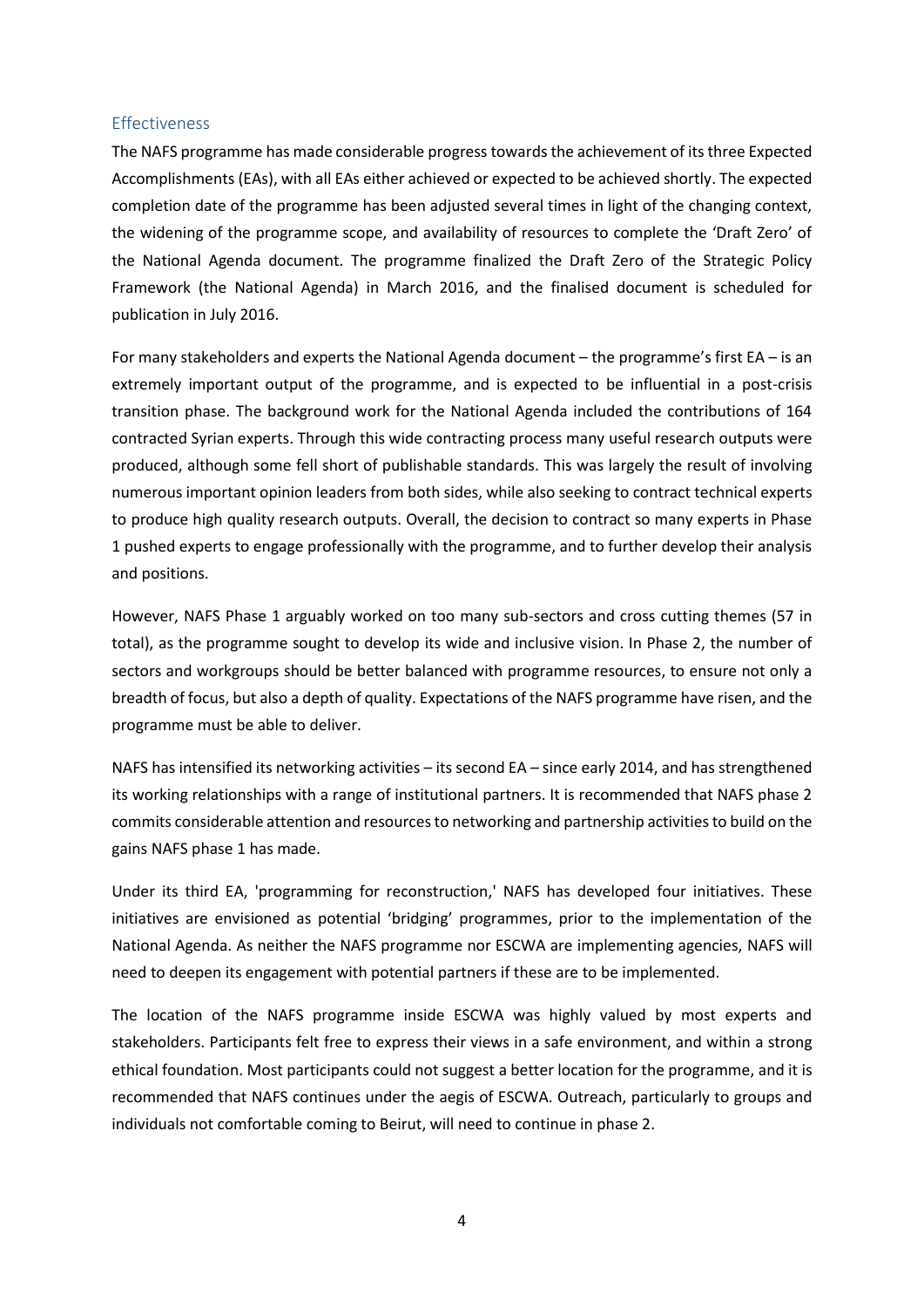## Effectiveness

The NAFS programme has made considerable progress towards the achievement of its three Expected Accomplishments (EAs), with all EAs either achieved or expected to be achieved shortly. The expected completion date of the programme has been adjusted several times in light of the changing context, the widening of the programme scope, and availability of resources to complete the 'Draft Zero' of the National Agenda document. The programme finalized the Draft Zero of the Strategic Policy Framework (the National Agenda) in March 2016, and the finalised document is scheduled for publication in July 2016.

For many stakeholders and experts the National Agenda document – the programme's first EA – is an extremely important output of the programme, and is expected to be influential in a post-crisis transition phase. The background work for the National Agenda included the contributions of 164 contracted Syrian experts. Through this wide contracting process many useful research outputs were produced, although some fell short of publishable standards. This was largely the result of involving numerous important opinion leaders from both sides, while also seeking to contract technical experts to produce high quality research outputs. Overall, the decision to contract so many experts in Phase 1 pushed experts to engage professionally with the programme, and to further develop their analysis and positions.

However, NAFS Phase 1 arguably worked on too many sub-sectors and cross cutting themes (57 in total), as the programme sought to develop its wide and inclusive vision. In Phase 2, the number of sectors and workgroups should be better balanced with programme resources, to ensure not only a breadth of focus, but also a depth of quality. Expectations of the NAFS programme have risen, and the programme must be able to deliver.

NAFS has intensified its networking activities – its second EA – since early 2014, and has strengthened its working relationships with a range of institutional partners. It is recommended that NAFS phase 2 commits considerable attention and resources to networking and partnership activities to build on the gains NAFS phase 1 has made.

Under its third EA, 'programming for reconstruction,' NAFS has developed four initiatives. These initiatives are envisioned as potential 'bridging' programmes, prior to the implementation of the National Agenda. As neither the NAFS programme nor ESCWA are implementing agencies, NAFS will need to deepen its engagement with potential partners if these are to be implemented.

The location of the NAFS programme inside ESCWA was highly valued by most experts and stakeholders. Participants felt free to express their views in a safe environment, and within a strong ethical foundation. Most participants could not suggest a better location for the programme, and it is recommended that NAFS continues under the aegis of ESCWA. Outreach, particularly to groups and individuals not comfortable coming to Beirut, will need to continue in phase 2.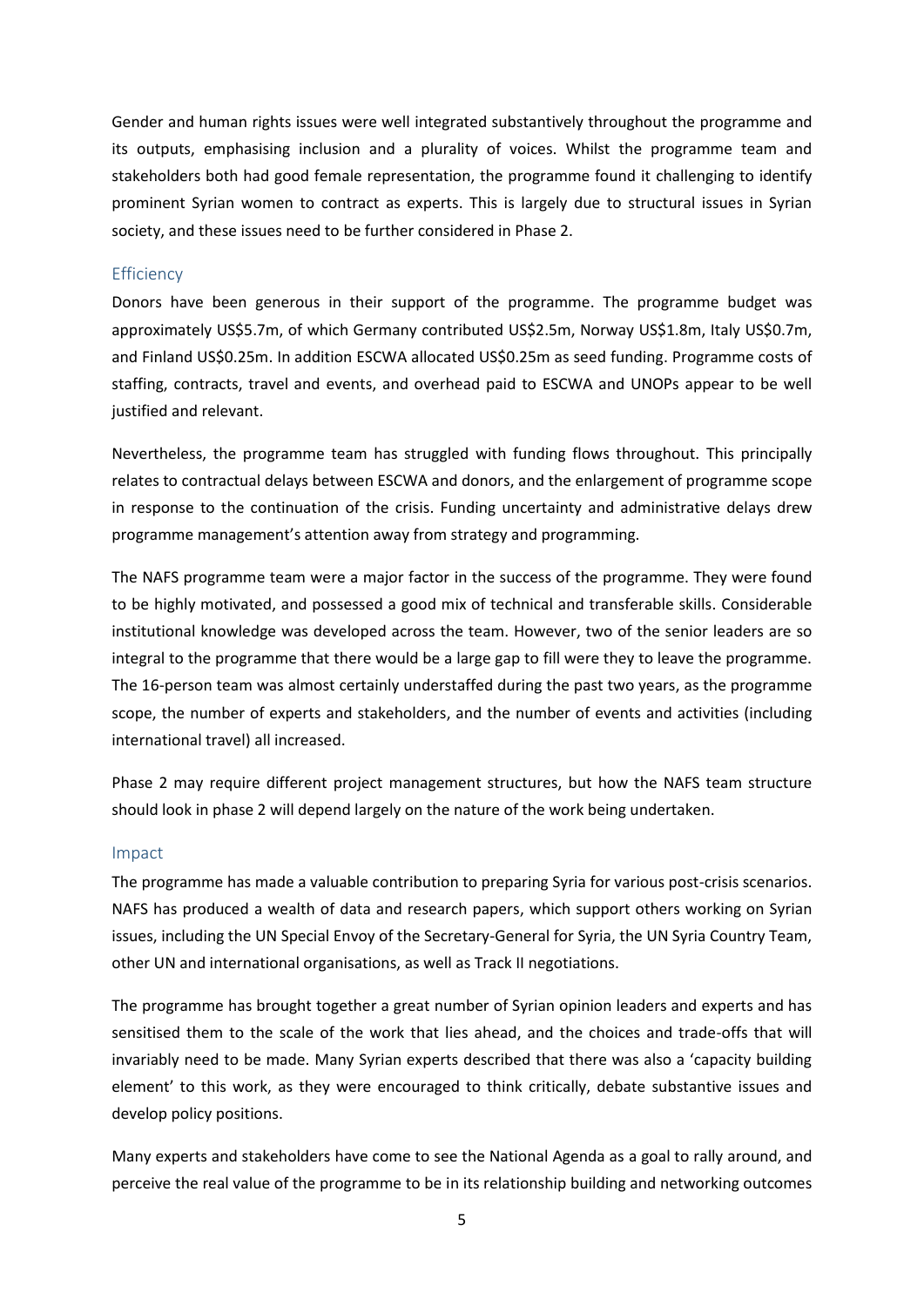Gender and human rights issues were well integrated substantively throughout the programme and its outputs, emphasising inclusion and a plurality of voices. Whilst the programme team and stakeholders both had good female representation, the programme found it challenging to identify prominent Syrian women to contract as experts. This is largely due to structural issues in Syrian society, and these issues need to be further considered in Phase 2.

### Efficiency

Donors have been generous in their support of the programme. The programme budget was approximately US$5.7m, of which Germany contributed US$2.5m, Norway US$1.8m, Italy US$0.7m, and Finland US$0.25m. In addition ESCWA allocated US$0.25m as seed funding. Programme costs of staffing, contracts, travel and events, and overhead paid to ESCWA and UNOPs appear to be well justified and relevant.

Nevertheless, the programme team has struggled with funding flows throughout. This principally relates to contractual delays between ESCWA and donors, and the enlargement of programme scope in response to the continuation of the crisis. Funding uncertainty and administrative delays drew programme management's attention away from strategy and programming.

The NAFS programme team were a major factor in the success of the programme. They were found to be highly motivated, and possessed a good mix of technical and transferable skills. Considerable institutional knowledge was developed across the team. However, two of the senior leaders are so integral to the programme that there would be a large gap to fill were they to leave the programme. The 16-person team was almost certainly understaffed during the past two years, as the programme scope, the number of experts and stakeholders, and the number of events and activities (including international travel) all increased.

Phase 2 may require different project management structures, but how the NAFS team structure should look in phase 2 will depend largely on the nature of the work being undertaken.

### Impact

The programme has made a valuable contribution to preparing Syria for various post-crisis scenarios. NAFS has produced a wealth of data and research papers, which support others working on Syrian issues, including the UN Special Envoy of the Secretary-General for Syria, the UN Syria Country Team, other UN and international organisations, as well as Track II negotiations.

The programme has brought together a great number of Syrian opinion leaders and experts and has sensitised them to the scale of the work that lies ahead, and the choices and trade-offs that will invariably need to be made. Many Syrian experts described that there was also a 'capacity building element' to this work, as they were encouraged to think critically, debate substantive issues and develop policy positions.

Many experts and stakeholders have come to see the National Agenda as a goal to rally around, and perceive the real value of the programme to be in its relationship building and networking outcomes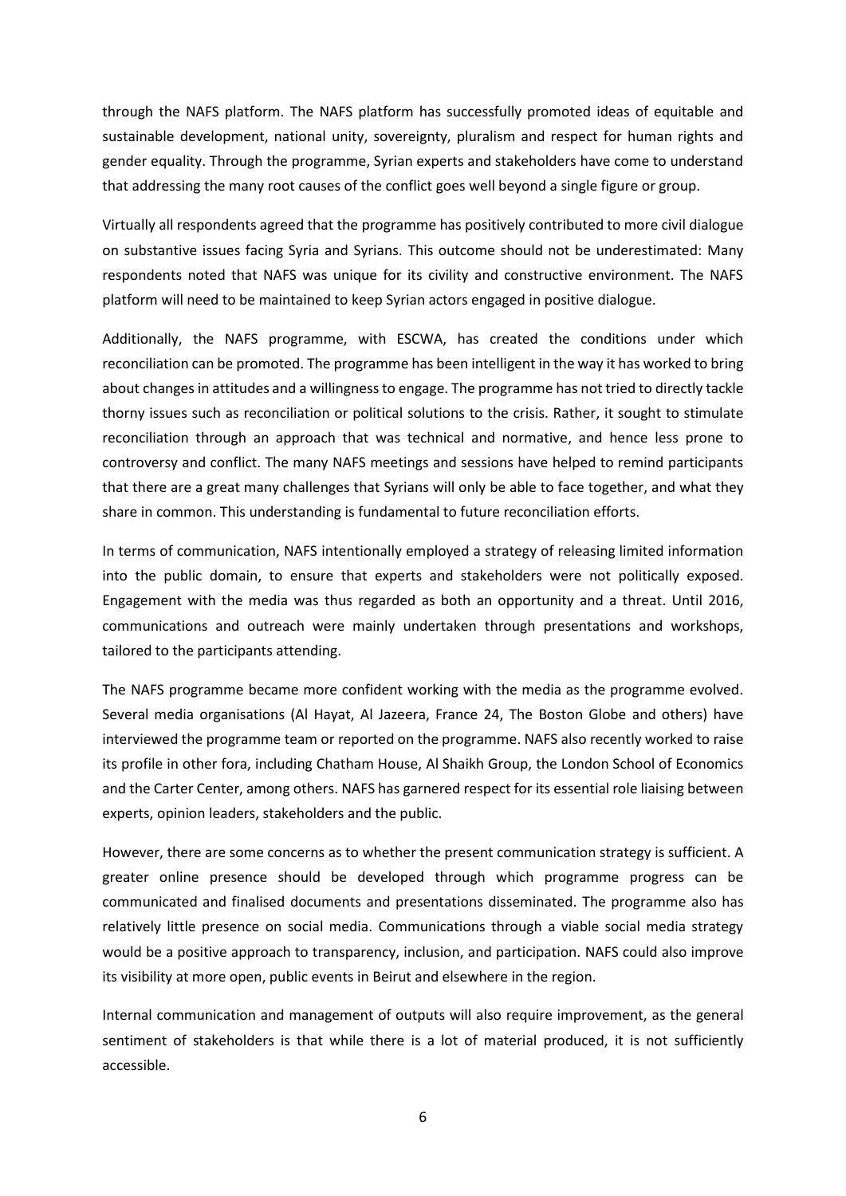through the NAFS platform. The NAFS platform has successfully promoted ideas of equitable and sustainable development, national unity, sovereignty, pluralism and respect for human rights and gender equality. Through the programme, Syrian experts and stakeholders have come to understand that addressing the many root causes of the conflict goes well beyond a single figure or group.

Virtually all respondents agreed that the programme has positively contributed to more civil dialogue on substantive issues facing Syria and Syrians. This outcome should not be underestimated: Many respondents noted that NAFS was unique for its civility and constructive environment. The NAFS platform will need to be maintained to keep Syrian actors engaged in positive dialogue.

Additionally, the NAFS programme, with ESCWA, has created the conditions under which reconciliation can be promoted. The programme has been intelligent in the way it has worked to bring about changes in attitudes and a willingness to engage. The programme has not tried to directly tackle thorny issues such as reconciliation or political solutions to the crisis. Rather, it sought to stimulate reconciliation through an approach that was technical and normative, and hence less prone to controversy and conflict. The many NAFS meetings and sessions have helped to remind participants that there are a great many challenges that Syrians will only be able to face together, and what they share in common. This understanding is fundamental to future reconciliation efforts.

In terms of communication, NAFS intentionally employed a strategy of releasing limited information into the public domain, to ensure that experts and stakeholders were not politically exposed. Engagement with the media was thus regarded as both an opportunity and a threat. Until 2016, communications and outreach were mainly undertaken through presentations and workshops, tailored to the participants attending.

The NAFS programme became more confident working with the media as the programme evolved. Several media organisations (Al Hayat, Al Jazeera, France 24, The Boston Globe and others) have interviewed the programme team or reported on the programme. NAFS also recently worked to raise its profile in other fora, including Chatham House, Al Shaikh Group, the London School of Economics and the Carter Center, among others. NAFS has garnered respect for its essential role liaising between experts, opinion leaders, stakeholders and the public.

However, there are some concerns as to whether the present communication strategy is sufficient. A greater online presence should be developed through which programme progress can be communicated and finalised documents and presentations disseminated. The programme also has relatively little presence on social media. Communications through a viable social media strategy would be a positive approach to transparency, inclusion, and participation. NAFS could also improve its visibility at more open, public events in Beirut and elsewhere in the region.

Internal communication and management of outputs will also require improvement, as the general sentiment of stakeholders is that while there is a lot of material produced, it is not sufficiently accessible.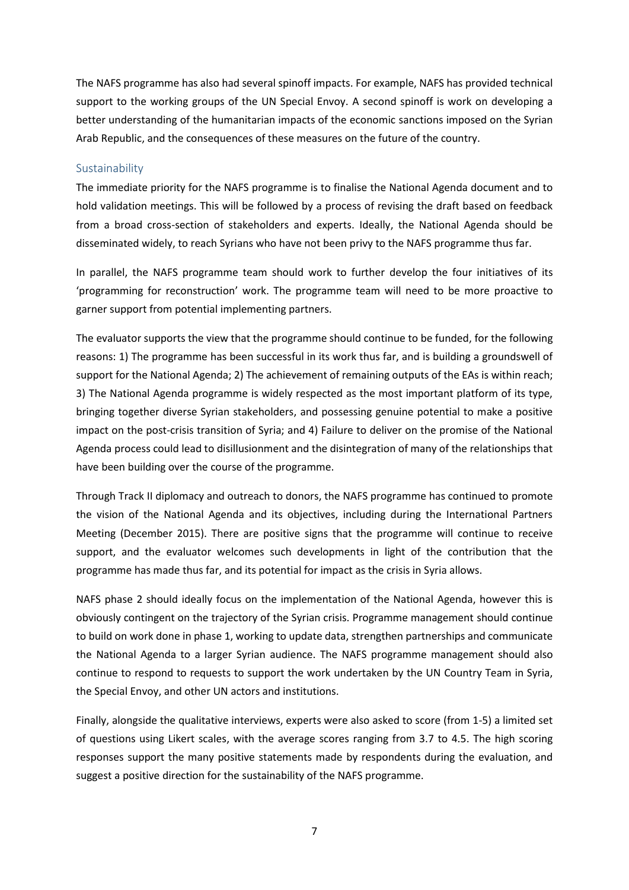The NAFS programme has also had several spinoff impacts. For example, NAFS has provided technical support to the working groups of the UN Special Envoy. A second spinoff is work on developing a better understanding of the humanitarian impacts of the economic sanctions imposed on the Syrian Arab Republic, and the consequences of these measures on the future of the country.

## Sustainability

The immediate priority for the NAFS programme is to finalise the National Agenda document and to hold validation meetings. This will be followed by a process of revising the draft based on feedback from a broad cross-section of stakeholders and experts. Ideally, the National Agenda should be disseminated widely, to reach Syrians who have not been privy to the NAFS programme thus far.

In parallel, the NAFS programme team should work to further develop the four initiatives of its 'programming for reconstruction' work. The programme team will need to be more proactive to garner support from potential implementing partners.

The evaluator supports the view that the programme should continue to be funded, for the following reasons: 1) The programme has been successful in its work thus far, and is building a groundswell of support for the National Agenda; 2) The achievement of remaining outputs of the EAs is within reach; 3) The National Agenda programme is widely respected as the most important platform of its type, bringing together diverse Syrian stakeholders, and possessing genuine potential to make a positive impact on the post-crisis transition of Syria; and 4) Failure to deliver on the promise of the National Agenda process could lead to disillusionment and the disintegration of many of the relationships that have been building over the course of the programme.

Through Track II diplomacy and outreach to donors, the NAFS programme has continued to promote the vision of the National Agenda and its objectives, including during the International Partners Meeting (December 2015). There are positive signs that the programme will continue to receive support, and the evaluator welcomes such developments in light of the contribution that the programme has made thus far, and its potential for impact as the crisis in Syria allows.

NAFS phase 2 should ideally focus on the implementation of the National Agenda, however this is obviously contingent on the trajectory of the Syrian crisis. Programme management should continue to build on work done in phase 1, working to update data, strengthen partnerships and communicate the National Agenda to a larger Syrian audience. The NAFS programme management should also continue to respond to requests to support the work undertaken by the UN Country Team in Syria, the Special Envoy, and other UN actors and institutions.

Finally, alongside the qualitative interviews, experts were also asked to score (from 1-5) a limited set of questions using Likert scales, with the average scores ranging from 3.7 to 4.5. The high scoring responses support the many positive statements made by respondents during the evaluation, and suggest a positive direction for the sustainability of the NAFS programme.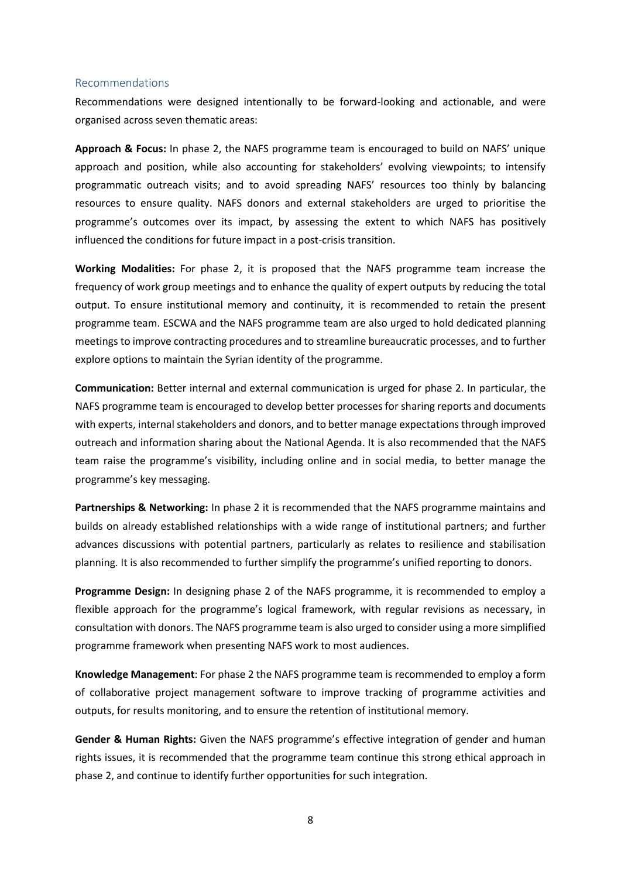## Recommendations

Recommendations were designed intentionally to be forward-looking and actionable, and were organised across seven thematic areas:

**Approach & Focus:** In phase 2, the NAFS programme team is encouraged to build on NAFS' unique approach and position, while also accounting for stakeholders' evolving viewpoints; to intensify programmatic outreach visits; and to avoid spreading NAFS' resources too thinly by balancing resources to ensure quality. NAFS donors and external stakeholders are urged to prioritise the programme's outcomes over its impact, by assessing the extent to which NAFS has positively influenced the conditions for future impact in a post-crisis transition.

**Working Modalities:** For phase 2, it is proposed that the NAFS programme team increase the frequency of work group meetings and to enhance the quality of expert outputs by reducing the total output. To ensure institutional memory and continuity, it is recommended to retain the present programme team. ESCWA and the NAFS programme team are also urged to hold dedicated planning meetings to improve contracting procedures and to streamline bureaucratic processes, and to further explore options to maintain the Syrian identity of the programme.

**Communication:** Better internal and external communication is urged for phase 2. In particular, the NAFS programme team is encouraged to develop better processes for sharing reports and documents with experts, internal stakeholders and donors, and to better manage expectations through improved outreach and information sharing about the National Agenda. It is also recommended that the NAFS team raise the programme's visibility, including online and in social media, to better manage the programme's key messaging.

**Partnerships & Networking:** In phase 2 it is recommended that the NAFS programme maintains and builds on already established relationships with a wide range of institutional partners; and further advances discussions with potential partners, particularly as relates to resilience and stabilisation planning. It is also recommended to further simplify the programme's unified reporting to donors.

**Programme Design:** In designing phase 2 of the NAFS programme, it is recommended to employ a flexible approach for the programme's logical framework, with regular revisions as necessary, in consultation with donors. The NAFS programme team is also urged to consider using a more simplified programme framework when presenting NAFS work to most audiences.

**Knowledge Management**: For phase 2 the NAFS programme team is recommended to employ a form of collaborative project management software to improve tracking of programme activities and outputs, for results monitoring, and to ensure the retention of institutional memory.

**Gender & Human Rights:** Given the NAFS programme's effective integration of gender and human rights issues, it is recommended that the programme team continue this strong ethical approach in phase 2, and continue to identify further opportunities for such integration.